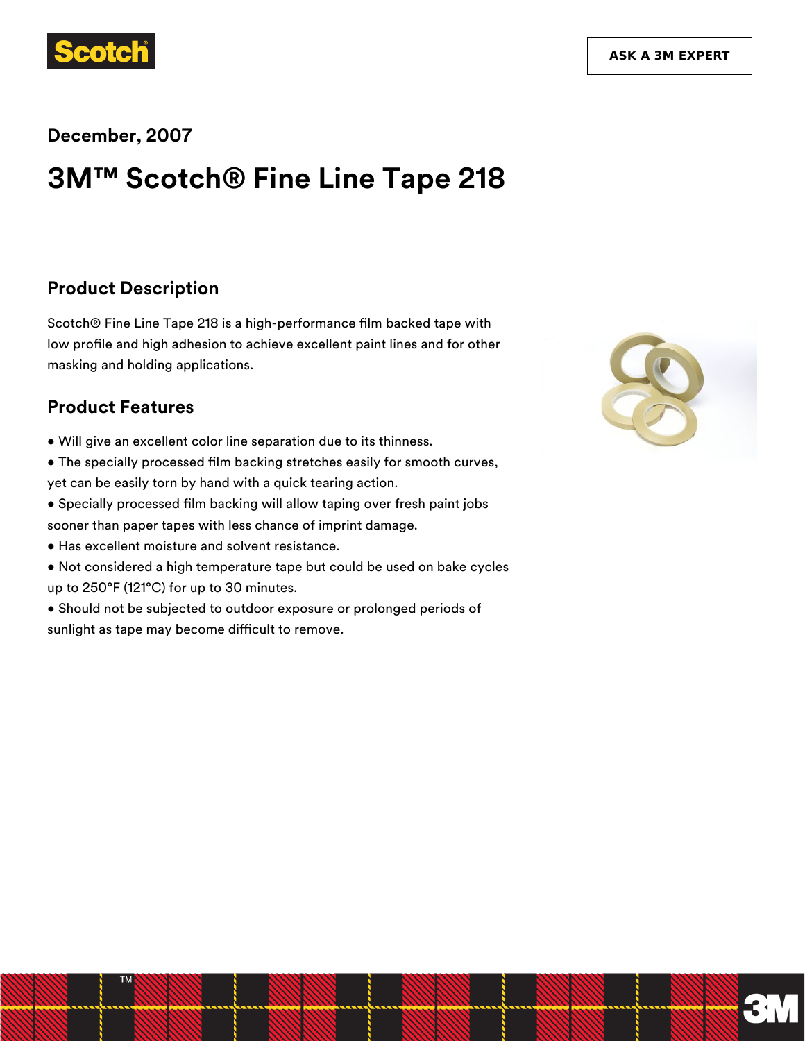ASK A 3M EXPERT

**December, 2007**

# 3M™ Scotch® Fine Line Tape 218

## Product Description

Scotch® Fine Line Tape 218 is a high-performance film backed tape with low profile and high adhesion to achieve excellent paint lines and for other masking and holding applications.

## Product Features

- Will give an excellent color line separation due to its thinness.
- The specially processed film backing stretches easily for smooth curves, yet can be easily torn by hand with a quick tearing action.
- Specially processed film backing will allow taping over fresh paint jobs sooner than paper tapes with less chance of imprint damage.
- Has excellent moisture and solvent resistance.
- Not considered a high temperature tape but could be used on bake cycles up to 250°F (121°C) for up to 30 minutes.
- Should not be subjected to outdoor exposure or prolonged periods of sunlight as tape may become difficult to remove.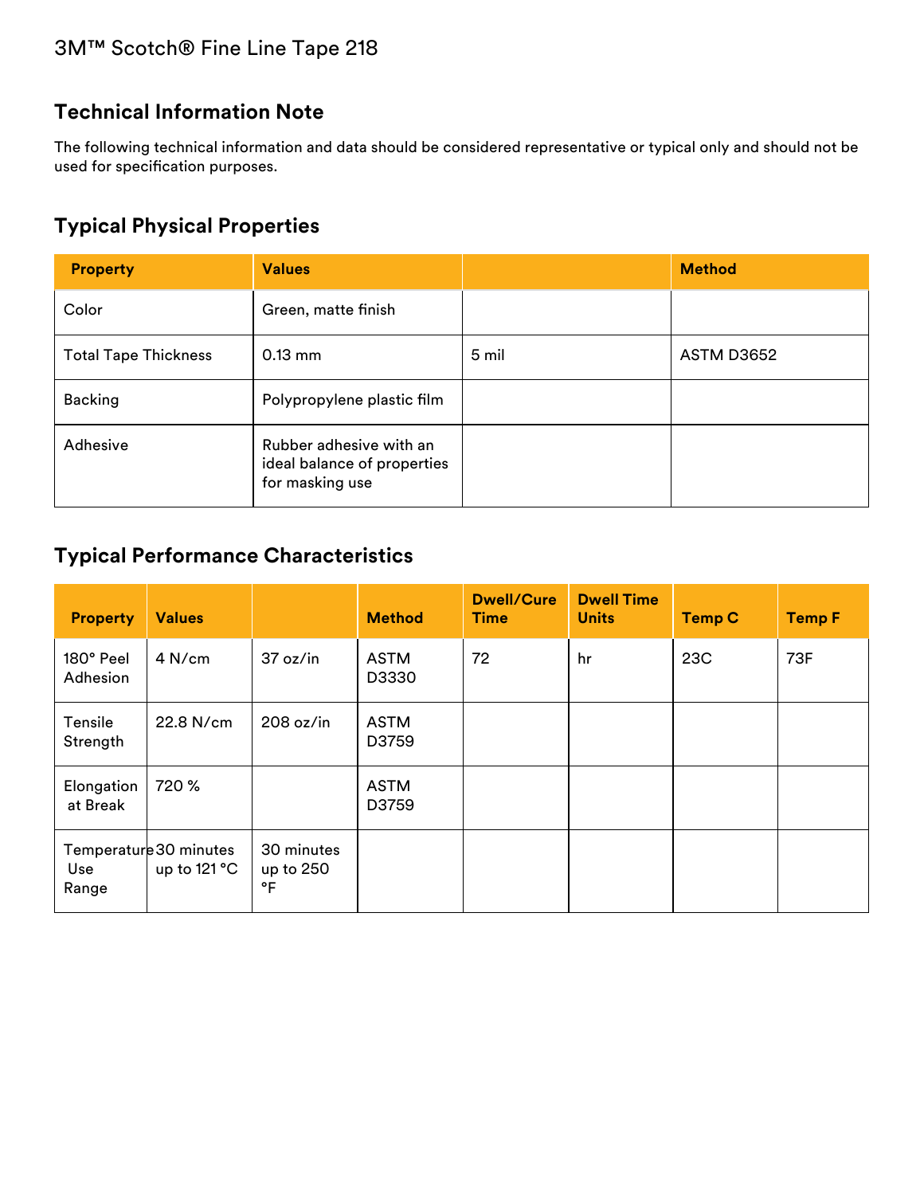3M™ Scotch® Fine Line Tape 218

## Technical Information Note

The following technical information and data should be considered representative or typical only and should not be used for specification purposes.

## Typical Physical Properties

| Property | Values | | Method |
|---|---|---|---|
| Color | Green, matte finish | | |
| Total Tape Thickness | 0.13 mm | 5 mil | ASTM D3652 |
| Backing | Polypropylene plastic film | | |
| Adhesive | Rubber adhesive with an ideal balance of properties for masking use | | |

## Typical Performance Characteristics

| Property | Values | | Method | Dwell/Cure Time | Dwell Time Units | Temp C | Temp F |
|---|---|---|---|---|---|---|---|
| 180° Peel Adhesion | 4 N/cm | 37 oz/in | ASTM D3330 | 72 | hr | 23C | 73F |
| Tensile Strength | 22.8 N/cm | 208 oz/in | ASTM D3759 | | | | |
| Elongation at Break | 720 % | | ASTM D3759 | | | | |
| Temperature Use Range | 30 minutes up to 121 °C | 30 minutes up to 250 °F | | | | | |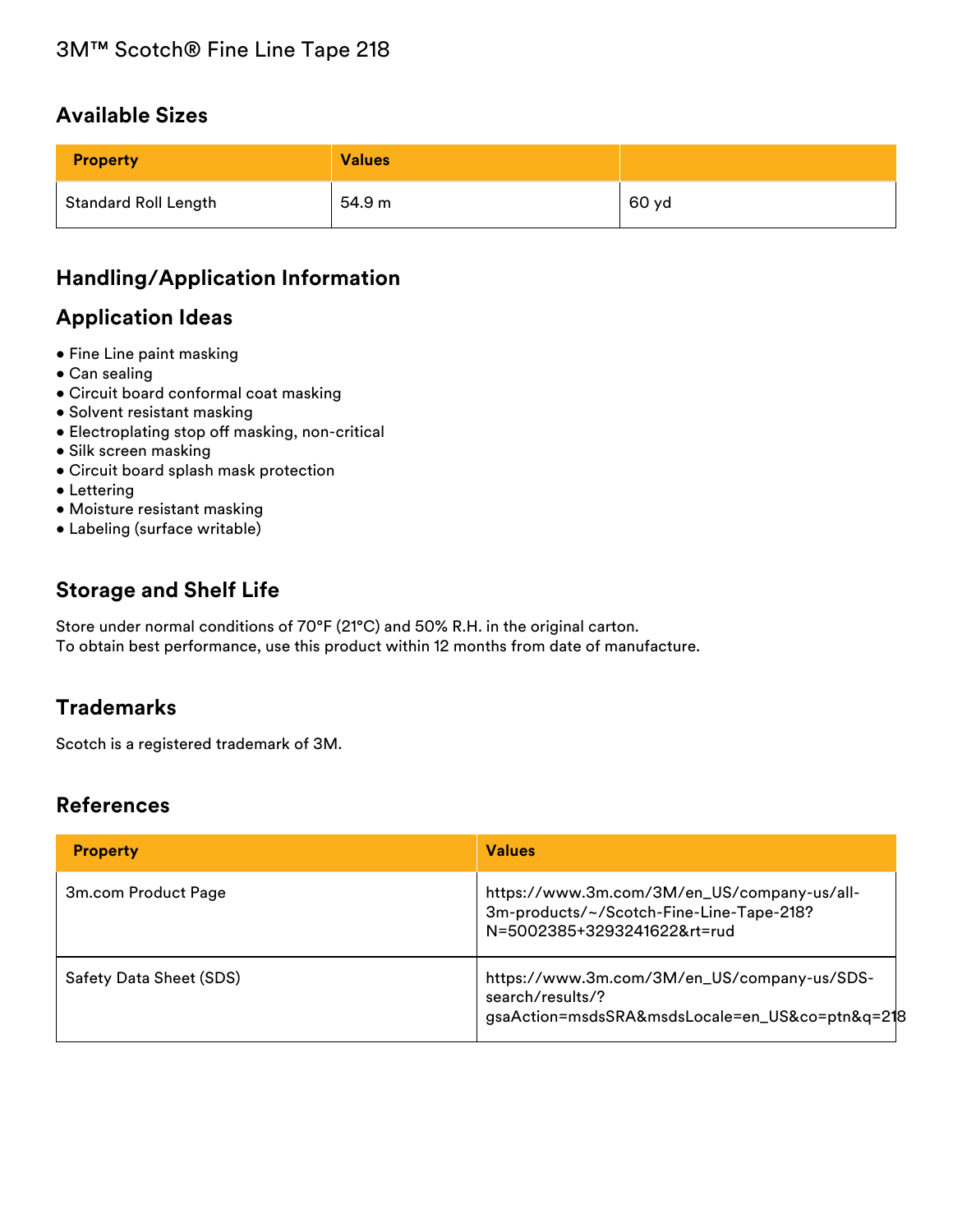3M™ Scotch® Fine Line Tape 218

## Available Sizes

| Property | Values | |
|---|---|---|
| Standard Roll Length | 54.9 m | 60 yd |

## Handling/Application Information

## Application Ideas

- Fine Line paint masking
- Can sealing
- Circuit board conformal coat masking
- Solvent resistant masking
- Electroplating stop off masking, non-critical
- Silk screen masking
- Circuit board splash mask protection
- Lettering
- Moisture resistant masking
- Labeling (surface writable)

## Storage and Shelf Life

Store under normal conditions of 70°F (21°C) and 50% R.H. in the original carton.
To obtain best performance, use this product within 12 months from date of manufacture.

## Trademarks

Scotch is a registered trademark of 3M.

## References

| Property | Values |
|---|---|
| 3m.com Product Page | https://www.3m.com/3M/en_US/company-us/all-3m-products/~/Scotch-Fine-Line-Tape-218?N=5002385+3293241622&rt=rud |
| Safety Data Sheet (SDS) | https://www.3m.com/3M/en_US/company-us/SDS-search/results/?gsaAction=msdsSRA&msdsLocale=en_US&co=ptn&q=218 |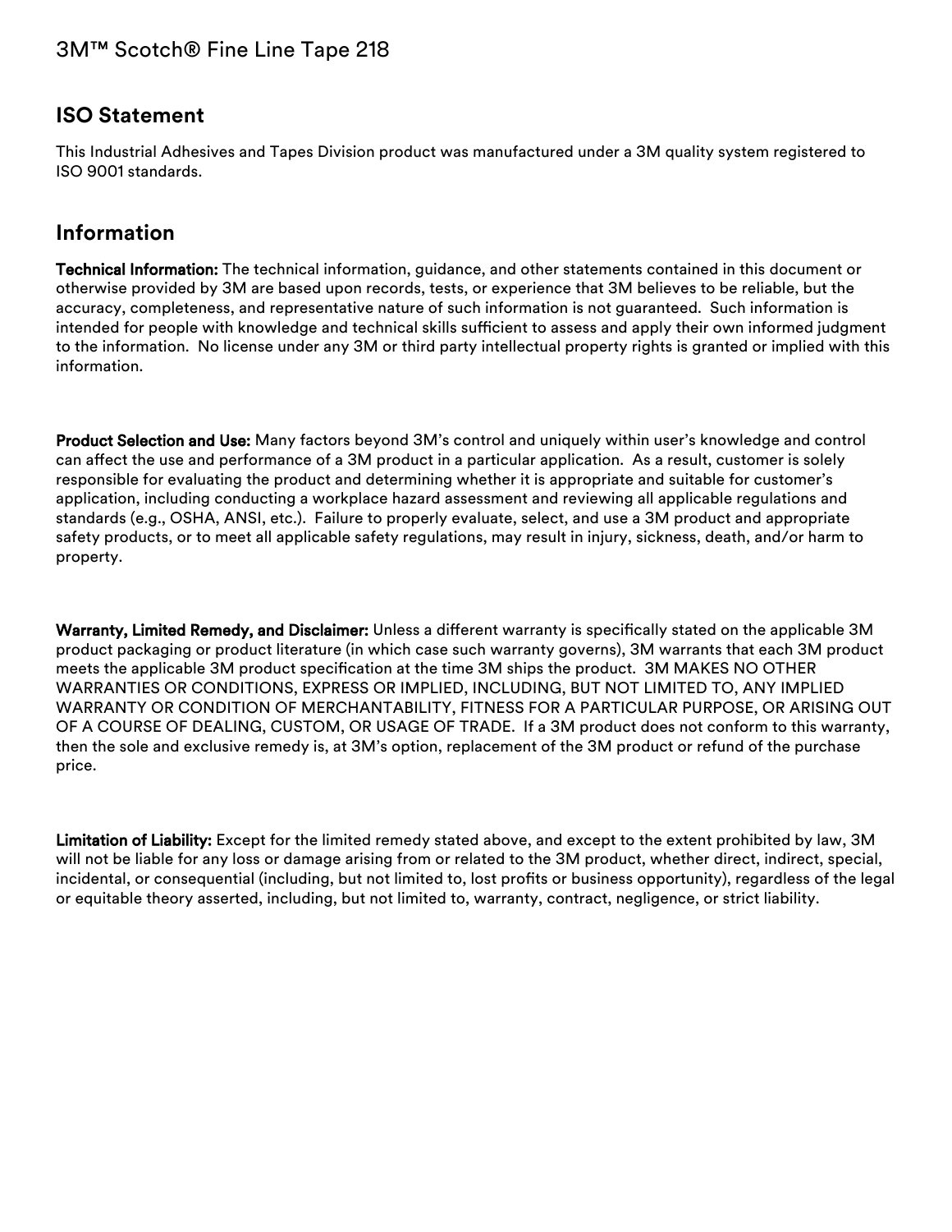## ISO Statement

This Industrial Adhesives and Tapes Division product was manufactured under a 3M quality system registered to ISO 9001 standards.

## Information

**Technical Information:** The technical information, guidance, and other statements contained in this document or otherwise provided by 3M are based upon records, tests, or experience that 3M believes to be reliable, but the accuracy, completeness, and representative nature of such information is not guaranteed. Such information is intended for people with knowledge and technical skills sufficient to assess and apply their own informed judgment to the information. No license under any 3M or third party intellectual property rights is granted or implied with this information.

**Product Selection and Use:** Many factors beyond 3M's control and uniquely within user's knowledge and control can affect the use and performance of a 3M product in a particular application. As a result, customer is solely responsible for evaluating the product and determining whether it is appropriate and suitable for customer's application, including conducting a workplace hazard assessment and reviewing all applicable regulations and standards (e.g., OSHA, ANSI, etc.). Failure to properly evaluate, select, and use a 3M product and appropriate safety products, or to meet all applicable safety regulations, may result in injury, sickness, death, and/or harm to property.

**Warranty, Limited Remedy, and Disclaimer:** Unless a different warranty is specifically stated on the applicable 3M product packaging or product literature (in which case such warranty governs), 3M warrants that each 3M product meets the applicable 3M product specification at the time 3M ships the product. 3M MAKES NO OTHER WARRANTIES OR CONDITIONS, EXPRESS OR IMPLIED, INCLUDING, BUT NOT LIMITED TO, ANY IMPLIED WARRANTY OR CONDITION OF MERCHANTABILITY, FITNESS FOR A PARTICULAR PURPOSE, OR ARISING OUT OF A COURSE OF DEALING, CUSTOM, OR USAGE OF TRADE. If a 3M product does not conform to this warranty, then the sole and exclusive remedy is, at 3M's option, replacement of the 3M product or refund of the purchase price.

**Limitation of Liability:** Except for the limited remedy stated above, and except to the extent prohibited by law, 3M will not be liable for any loss or damage arising from or related to the 3M product, whether direct, indirect, special, incidental, or consequential (including, but not limited to, lost profits or business opportunity), regardless of the legal or equitable theory asserted, including, but not limited to, warranty, contract, negligence, or strict liability.